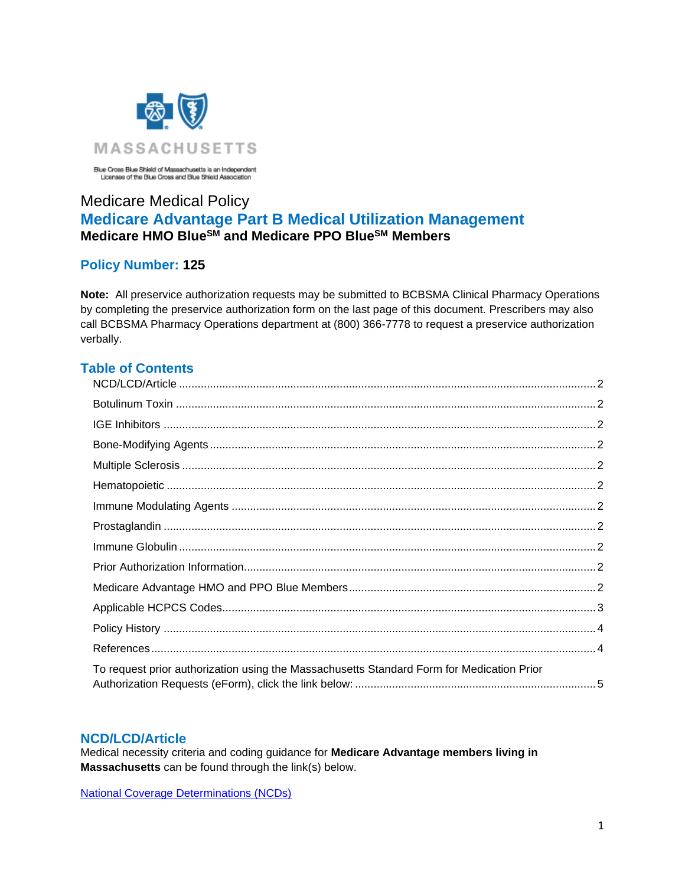MASSACHUSETTS

Blue Cross Blue Shield of Massachusetts is an Independent Licensee of the Blue Cross and Blue Shield Association

# Medicare Medical Policy

## Medicare Advantage Part B Medical Utilization Management

**Medicare HMO Blue[SM] and Medicare PPO Blue[SM] Members**

## Policy Number: 125

**Note:** All preservice authorization requests may be submitted to BCBSMA Clinical Pharmacy Operations by completing the preservice authorization form on the last page of this document. Prescribers may also call BCBSMA Pharmacy Operations department at (800) 366-7778 to request a preservice authorization verbally.

## Table of Contents

- NCD/LCD/Article ..... 2
- Botulinum Toxin ..... 2
- IGE Inhibitors ..... 2
- Bone-Modifying Agents ..... 2
- Multiple Sclerosis ..... 2
- Hematopoietic ..... 2
- Immune Modulating Agents ..... 2
- Prostaglandin ..... 2
- Immune Globulin ..... 2
- Prior Authorization Information ..... 2
- Medicare Advantage HMO and PPO Blue Members ..... 2
- Applicable HCPCS Codes ..... 3
- Policy History ..... 4
- References ..... 4
- To request prior authorization using the Massachusetts Standard Form for Medication Prior Authorization Requests (eForm), click the link below: ..... 5

## NCD/LCD/Article

Medical necessity criteria and coding guidance for **Medicare Advantage members living in Massachusetts** can be found through the link(s) below.

National Coverage Determinations (NCDs)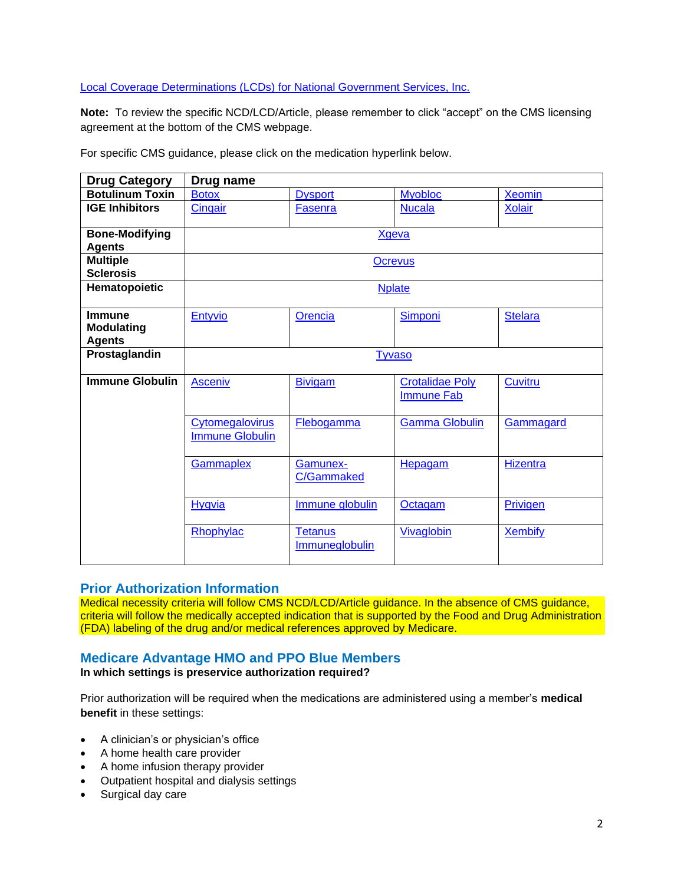[Local Coverage Determinations (LCDs) for National Government Services, Inc.](#)

**Note:** To review the specific NCD/LCD/Article, please remember to click "accept" on the CMS licensing agreement at the bottom of the CMS webpage.

For specific CMS guidance, please click on the medication hyperlink below.

| Drug Category | Drug name | | | |
|---|---|---|---|---|
| **Botulinum Toxin** | Botox | Dysport | Myobloc | Xeomin |
| **IGE Inhibitors** | Cinqair | Fasenra | Nucala | Xolair |
| **Bone-Modifying Agents** | Xgeva | | | |
| **Multiple Sclerosis** | Ocrevus | | | |
| **Hematopoietic** | Nplate | | | |
| **Immune Modulating Agents** | Entyvio | Orencia | Simponi | Stelara |
| **Prostaglandin** | Tyvaso | | | |
| **Immune Globulin** | Asceniv | Bivigam | Crotalidae Poly Immune Fab | Cuvitru |
| | Cytomegalovirus Immune Globulin | Flebogamma | Gamma Globulin | Gammagard |
| | Gammaplex | Gamunex-C/Gammaked | Hepagam | Hizentra |
| | Hyqvia | Immune globulin | Octagam | Privigen |
| | Rhophylac | Tetanus Immuneglobulin | Vivaglobin | Xembify |

## Prior Authorization Information

Medical necessity criteria will follow CMS NCD/LCD/Article guidance. In the absence of CMS guidance, criteria will follow the medically accepted indication that is supported by the Food and Drug Administration (FDA) labeling of the drug and/or medical references approved by Medicare.

## Medicare Advantage HMO and PPO Blue Members

**In which settings is preservice authorization required?**

Prior authorization will be required when the medications are administered using a member's **medical benefit** in these settings:

- A clinician's or physician's office
- A home health care provider
- A home infusion therapy provider
- Outpatient hospital and dialysis settings
- Surgical day care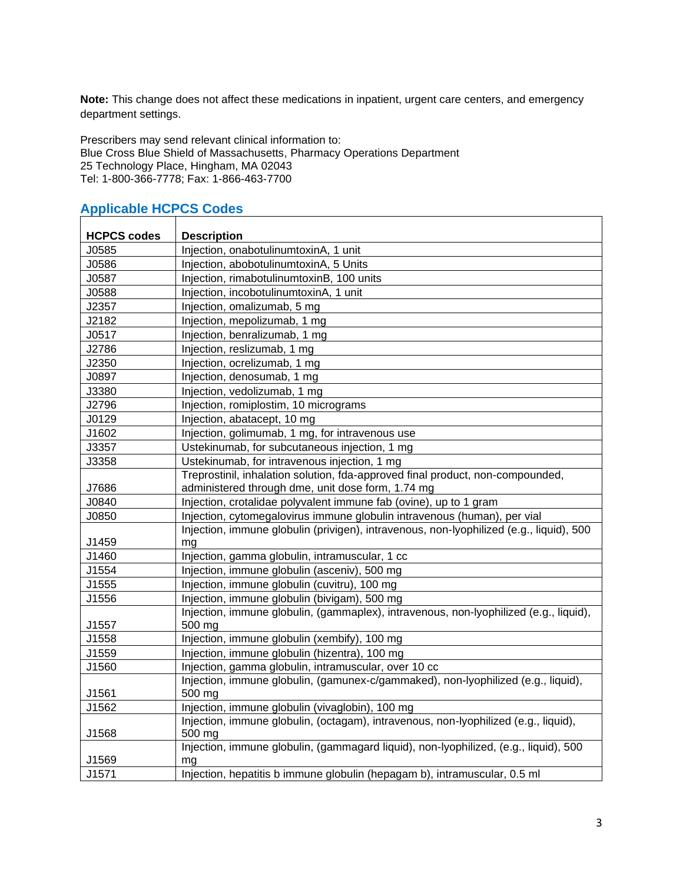**Note:** This change does not affect these medications in inpatient, urgent care centers, and emergency department settings.

Prescribers may send relevant clinical information to:
Blue Cross Blue Shield of Massachusetts, Pharmacy Operations Department
25 Technology Place, Hingham, MA 02043
Tel: 1-800-366-7778; Fax: 1-866-463-7700

## Applicable HCPCS Codes

| HCPCS codes | Description |
|---|---|
| J0585 | Injection, onabotulinumtoxinA, 1 unit |
| J0586 | Injection, abobotulinumtoxinA, 5 Units |
| J0587 | Injection, rimabotulinumtoxinB, 100 units |
| J0588 | Injection, incobotulinumtoxinA, 1 unit |
| J2357 | Injection, omalizumab, 5 mg |
| J2182 | Injection, mepolizumab, 1 mg |
| J0517 | Injection, benralizumab, 1 mg |
| J2786 | Injection, reslizumab, 1 mg |
| J2350 | Injection, ocrelizumab, 1 mg |
| J0897 | Injection, denosumab, 1 mg |
| J3380 | Injection, vedolizumab, 1 mg |
| J2796 | Injection, romiplostim, 10 micrograms |
| J0129 | Injection, abatacept, 10 mg |
| J1602 | Injection, golimumab, 1 mg, for intravenous use |
| J3357 | Ustekinumab, for subcutaneous injection, 1 mg |
| J3358 | Ustekinumab, for intravenous injection, 1 mg |
| J7686 | Treprostinil, inhalation solution, fda-approved final product, non-compounded, administered through dme, unit dose form, 1.74 mg |
| J0840 | Injection, crotalidae polyvalent immune fab (ovine), up to 1 gram |
| J0850 | Injection, cytomegalovirus immune globulin intravenous (human), per vial |
| J1459 | Injection, immune globulin (privigen), intravenous, non-lyophilized (e.g., liquid), 500 mg |
| J1460 | Injection, gamma globulin, intramuscular, 1 cc |
| J1554 | Injection, immune globulin (asceniv), 500 mg |
| J1555 | Injection, immune globulin (cuvitru), 100 mg |
| J1556 | Injection, immune globulin (bivigam), 500 mg |
| J1557 | Injection, immune globulin, (gammaplex), intravenous, non-lyophilized (e.g., liquid), 500 mg |
| J1558 | Injection, immune globulin (xembify), 100 mg |
| J1559 | Injection, immune globulin (hizentra), 100 mg |
| J1560 | Injection, gamma globulin, intramuscular, over 10 cc |
| J1561 | Injection, immune globulin, (gamunex-c/gammaked), non-lyophilized (e.g., liquid), 500 mg |
| J1562 | Injection, immune globulin (vivaglobin), 100 mg |
| J1568 | Injection, immune globulin, (octagam), intravenous, non-lyophilized (e.g., liquid), 500 mg |
| J1569 | Injection, immune globulin, (gammagard liquid), non-lyophilized, (e.g., liquid), 500 mg |
| J1571 | Injection, hepatitis b immune globulin (hepagam b), intramuscular, 0.5 ml |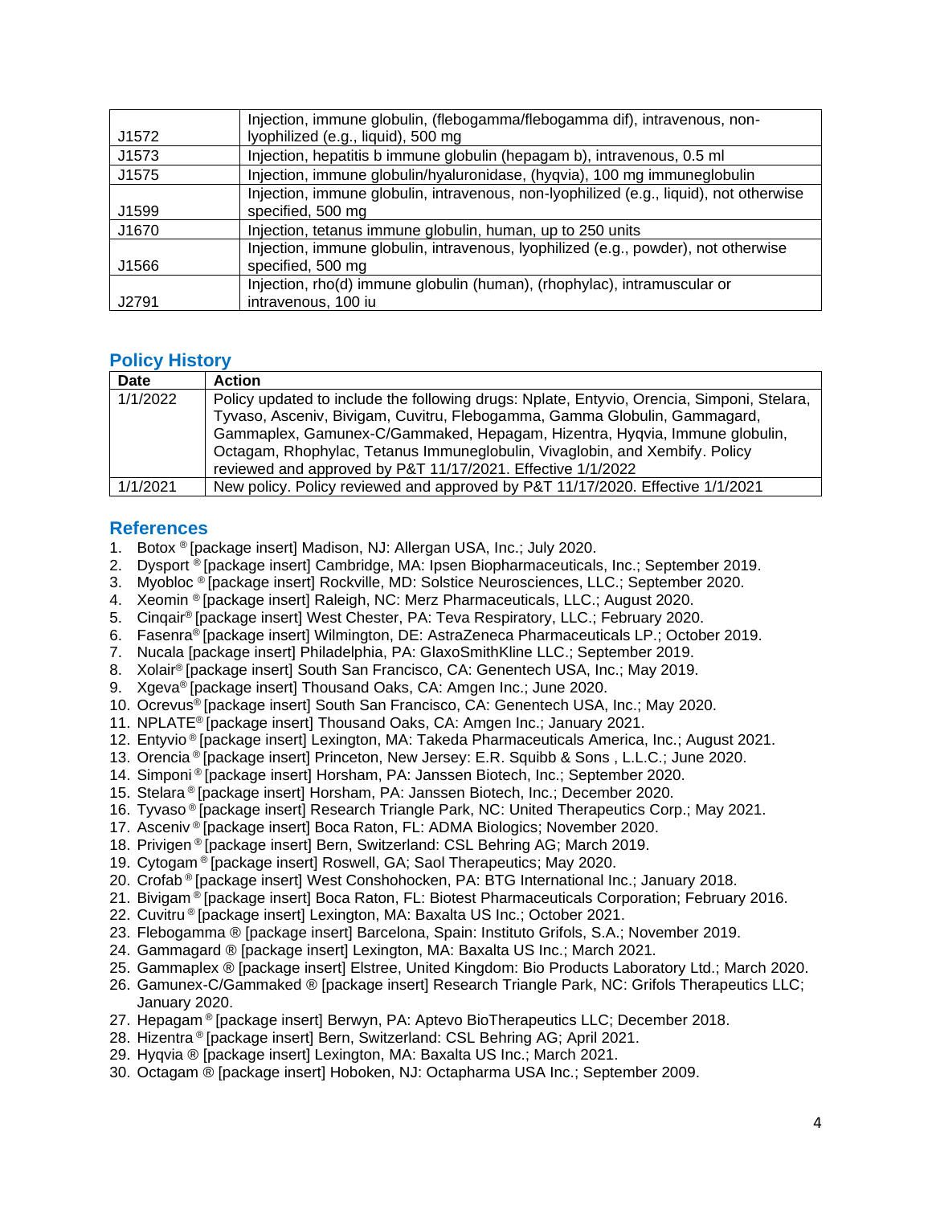| | |
|---|---|
| J1572 | Injection, immune globulin, (flebogamma/flebogamma dif), intravenous, non-lyophilized (e.g., liquid), 500 mg |
| J1573 | Injection, hepatitis b immune globulin (hepagam b), intravenous, 0.5 ml |
| J1575 | Injection, immune globulin/hyaluronidase, (hyqvia), 100 mg immuneglobulin |
| J1599 | Injection, immune globulin, intravenous, non-lyophilized (e.g., liquid), not otherwise specified, 500 mg |
| J1670 | Injection, tetanus immune globulin, human, up to 250 units |
| J1566 | Injection, immune globulin, intravenous, lyophilized (e.g., powder), not otherwise specified, 500 mg |
| J2791 | Injection, rho(d) immune globulin (human), (rhophylac), intramuscular or intravenous, 100 iu |

## Policy History

| Date | Action |
|---|---|
| 1/1/2022 | Policy updated to include the following drugs: Nplate, Entyvio, Orencia, Simponi, Stelara, Tyvaso, Asceniv, Bivigam, Cuvitru, Flebogamma, Gamma Globulin, Gammagard, Gammaplex, Gamunex-C/Gammaked, Hepagam, Hizentra, Hyqvia, Immune globulin, Octagam, Rhophylac, Tetanus Immuneglobulin, Vivaglobin, and Xembify. Policy reviewed and approved by P&T 11/17/2021. Effective 1/1/2022 |
| 1/1/2021 | New policy. Policy reviewed and approved by P&T 11/17/2020. Effective 1/1/2021 |

## References

1. Botox ® [package insert] Madison, NJ: Allergan USA, Inc.; July 2020.
2. Dysport ® [package insert] Cambridge, MA: Ipsen Biopharmaceuticals, Inc.; September 2019.
3. Myobloc ® [package insert] Rockville, MD: Solstice Neurosciences, LLC.; September 2020.
4. Xeomin ® [package insert] Raleigh, NC: Merz Pharmaceuticals, LLC.; August 2020.
5. Cinqair® [package insert] West Chester, PA: Teva Respiratory, LLC.; February 2020.
6. Fasenra® [package insert] Wilmington, DE: AstraZeneca Pharmaceuticals LP.; October 2019.
7. Nucala [package insert] Philadelphia, PA: GlaxoSmithKline LLC.; September 2019.
8. Xolair® [package insert] South San Francisco, CA: Genentech USA, Inc.; May 2019.
9. Xgeva® [package insert] Thousand Oaks, CA: Amgen Inc.; June 2020.
10. Ocrevus® [package insert] South San Francisco, CA: Genentech USA, Inc.; May 2020.
11. NPLATE® [package insert] Thousand Oaks, CA: Amgen Inc.; January 2021.
12. Entyvio ® [package insert] Lexington, MA: Takeda Pharmaceuticals America, Inc.; August 2021.
13. Orencia ® [package insert] Princeton, New Jersey: E.R. Squibb & Sons , L.L.C.; June 2020.
14. Simponi ® [package insert] Horsham, PA: Janssen Biotech, Inc.; September 2020.
15. Stelara ® [package insert] Horsham, PA: Janssen Biotech, Inc.; December 2020.
16. Tyvaso ® [package insert] Research Triangle Park, NC: United Therapeutics Corp.; May 2021.
17. Asceniv ® [package insert] Boca Raton, FL: ADMA Biologics; November 2020.
18. Privigen ® [package insert] Bern, Switzerland: CSL Behring AG; March 2019.
19. Cytogam ® [package insert] Roswell, GA; Saol Therapeutics; May 2020.
20. Crofab ® [package insert] West Conshohocken, PA: BTG International Inc.; January 2018.
21. Bivigam ® [package insert] Boca Raton, FL: Biotest Pharmaceuticals Corporation; February 2016.
22. Cuvitru ® [package insert] Lexington, MA: Baxalta US Inc.; October 2021.
23. Flebogamma ® [package insert] Barcelona, Spain: Instituto Grifols, S.A.; November 2019.
24. Gammagard ® [package insert] Lexington, MA: Baxalta US Inc.; March 2021.
25. Gammaplex ® [package insert] Elstree, United Kingdom: Bio Products Laboratory Ltd.; March 2020.
26. Gamunex-C/Gammaked ® [package insert] Research Triangle Park, NC: Grifols Therapeutics LLC; January 2020.
27. Hepagam ® [package insert] Berwyn, PA: Aptevo BioTherapeutics LLC; December 2018.
28. Hizentra ® [package insert] Bern, Switzerland: CSL Behring AG; April 2021.
29. Hyqvia ® [package insert] Lexington, MA: Baxalta US Inc.; March 2021.
30. Octagam ® [package insert] Hoboken, NJ: Octapharma USA Inc.; September 2009.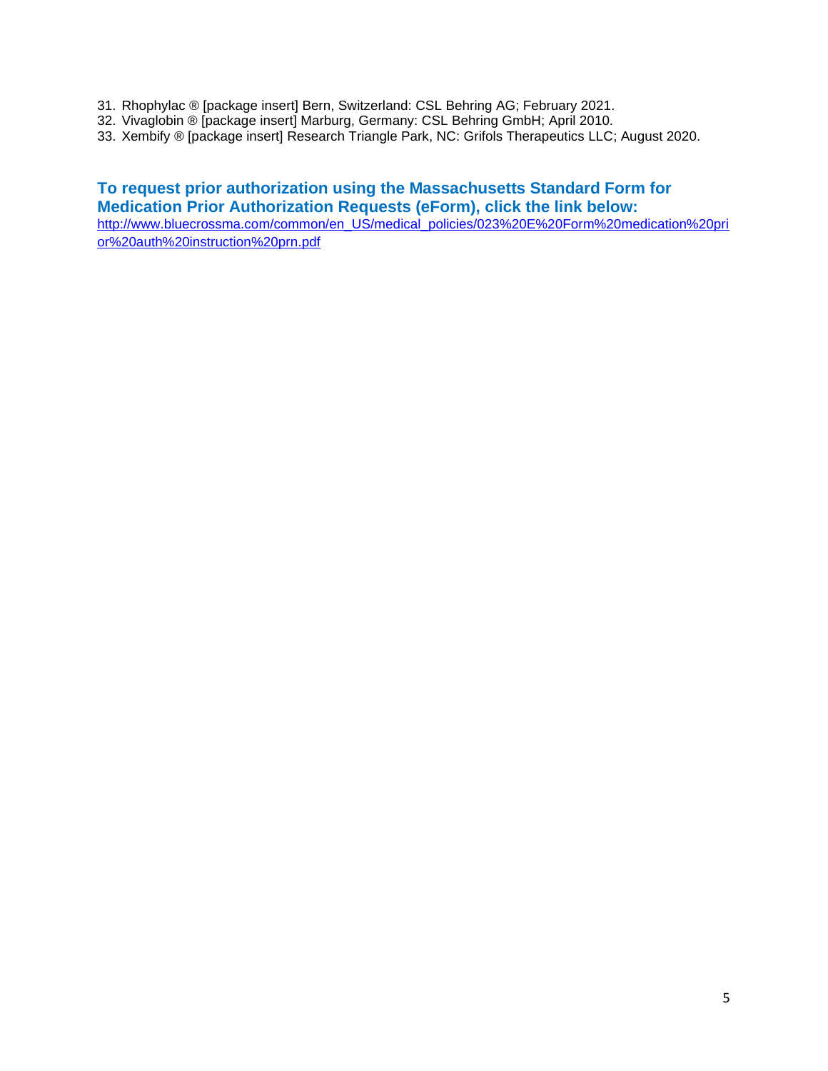31. Rhophylac ® [package insert] Bern, Switzerland: CSL Behring AG; February 2021.
32. Vivaglobin ® [package insert] Marburg, Germany: CSL Behring GmbH; April 2010.
33. Xembify ® [package insert] Research Triangle Park, NC: Grifols Therapeutics LLC; August 2020.

**To request prior authorization using the Massachusetts Standard Form for Medication Prior Authorization Requests (eForm), click the link below:**

http://www.bluecrossma.com/common/en_US/medical_policies/023%20E%20Form%20medication%20prior%20auth%20instruction%20prn.pdf